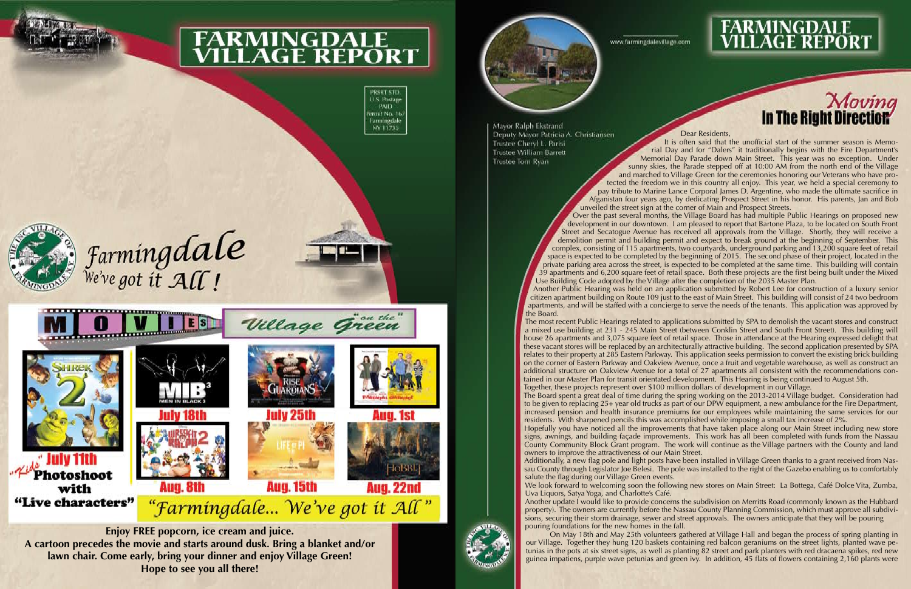# FARMINGDALE VILLAGE REPORT

PRSRT STD.
U.S. Postage
PAID
Permit No. 167
Farmingdale
NY 11735

Farmingdale
We've got it All !

## MOVIES on the Village Green

- "Kids" July 11th Photoshoot with "Live characters" — Shrek 2
- July 18th — MIB 3
- July 25th — Rise of the Guardians
- Aug. 1st — Parental Guidance
- Aug. 8th — Wreck-It Ralph 2
- Aug. 15th — Life of Pi
- Aug. 22nd — The Hobbit

"Farmingdale... We've got it All"

**Enjoy FREE popcorn, ice cream and juice.**
**A cartoon precedes the movie and starts around dusk. Bring a blanket and/or lawn chair. Come early, bring your dinner and enjoy Village Green!**
**Hope to see you all there!**

---

# FARMINGDALE VILLAGE REPORT

www.farmingdalevillage.com

Mayor Ralph Ekstrand
Deputy Mayor Patricia A. Christiansen
Trustee Cheryl L. Parisi
Trustee William Barrett
Trustee Tom Ryan

## Moving In The Right Direction

Dear Residents,

It is often said that the unofficial start of the summer season is Memorial Day and for "Dalers" it traditionally begins with the Fire Department's Memorial Day Parade down Main Street. This year was no exception. Under sunny skies, the Parade stepped off at 10:00 AM from the north end of the Village and marched to Village Green for the ceremonies honoring our Veterans who have protected the freedom we in this country all enjoy. This year, we held a special ceremony to pay tribute to Marine Lance Corporal James D. Argentine, who made the ultimate sacrifice in Afganistan four years ago, by dedicating Prospect Street in his honor. His parents, Jan and Bob unveiled the street sign at the corner of Main and Prospect Streets.

Over the past several months, the Village Board has had multiple Public Hearings on proposed new development in our downtown. I am pleased to report that Bartone Plaza, to be located on South Front Street and Secatogue Avenue has received all approvals from the Village. Shortly, they will receive a demolition permit and building permit and expect to break ground at the beginning of September. This complex, consisting of 115 apartments, two courtyards, underground parking and 13,200 square feet of retail space is expected to be completed by the beginning of 2015. The second phase of their project, located in the private parking area across the street, is expected to be completed at the same time. This building will contain 39 apartments and 6,200 square feet of retail space. Both these projects are the first being built under the Mixed Use Building Code adopted by the Village after the completion of the 2035 Master Plan.

Another Public Hearing was held on an application submitted by Robert Lee for construction of a luxury senior citizen apartment building on Route 109 just to the east of Main Street. This building will consist of 24 two bedroom apartments, and will be staffed with a concierge to serve the needs of the tenants. This application was approved by the Board.

The most recent Public Hearings related to applications submitted by SPA to demolish the vacant stores and construct a mixed use building at 231 - 245 Main Street (between Conklin Street and South Front Street). This building will house 26 apartments and 3,075 square feet of retail space. Those in attendance at the Hearing expressed delight that these vacant stores will be replaced by an architecturally attractive building. The second application presented by SPA relates to their property at 285 Eastern Parkway. This application seeks permission to convert the existing brick building on the corner of Eastern Parkway and Oakview Avenue, once a fruit and vegetable warehouse, as well as construct an additional structure on Oakview Avenue for a total of 27 apartments all consistent with the recommendations contained in our Master Plan for transit orientated development. This Hearing is being continued to August 5th.

Together, these projects represent over $100 million dollars of development in our Village.

The Board spent a great deal of time during the spring working on the 2013-2014 Village budget. Consideration had to be given to replacing 25+ year old trucks as part of our DPW equipment, a new ambulance for the Fire Department, increased pension and health insurance premiums for our employees while maintaining the same services for our residents. With sharpened pencils this was accomplished while imposing a small tax increase of 2%.

Hopefully you have noticed all the improvements that have taken place along our Main Street including new store signs, awnings, and building façade improvements. This work has all been completed with funds from the Nassau County Community Block Grant program. The work will continue as the Village partners with the County and land owners to improve the attractiveness of our Main Street.

Additionally, a new flag pole and light posts have been installed in Village Green thanks to a grant received from Nassau County through Legislator Joe Belesi. The pole was installed to the right of the Gazebo enabling us to comfortably salute the flag during our Village Green events.

We look forward to welcoming soon the following new stores on Main Street: La Bottega, Café Dolce Vita, Zumba, Uva Liquors, Satya Yoga, and Charlotte's Café.

Another update I would like to provide concerns the subdivision on Merritts Road (commonly known as the Hubbard property). The owners are currently before the Nassau County Planning Commission, which must approve all subdivisions, securing their storm drainage, sewer and street approvals. The owners anticipate that they will be pouring pouring foundations for the new homes in the fall.

On May 18th and May 25th volunteers gathered at Village Hall and began the process of spring planting in our Village. Together they hung 120 baskets containing red balcon geraniums on the street lights, planted wave petunias in the pots at six street signs, as well as planting 82 street and park planters with red dracaena spikes, red new guinea impatiens, purple wave petunias and green ivy. In addition, 45 flats of flowers containing 2,160 plants were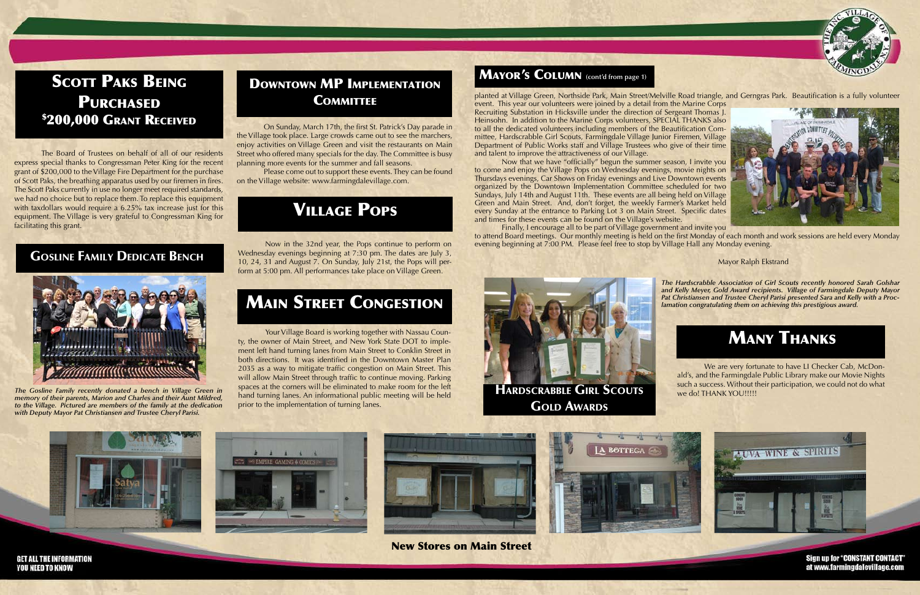# Scott Paks Being Purchased $200,000 Grant Received

The Board of Trustees on behalf of all of our residents express special thanks to Congressman Peter King for the recent grant of $200,000 to the Village Fire Department for the purchase of Scott Paks, the breathing apparatus used by our firemen in fires. The Scott Paks currently in use no longer meet required standards, we had no choice but to replace them. To replace this equipment with taxdollars would require a 6.25% tax increase just for this equipment. The Village is very grateful to Congressman King for facilitating this grant.

## Gosline Family Dedicate Bench

*The Gosline Family recently donated a bench in Village Green in memory of their parents, Marion and Charles and their Aunt Mildred, to the Village. Pictured are members of the family at the dedication with Deputy Mayor Pat Christiansen and Trustee Cheryl Parisi.*

## Downtown MP Implementation Committee

On Sunday, March 17th, the first St. Patrick's Day parade in the Village took place. Large crowds came out to see the marchers, enjoy activities on Village Green and visit the restaurants on Main Street who offered many specials for the day. The Committee is busy planning more events for the summer and fall seasons.

Please come out to support these events. They can be found on the Village website: www.farmingdalevillage.com.

## Village Pops

Now in the 32nd year, the Pops continue to perform on Wednesday evenings beginning at 7:30 pm. The dates are July 3, 10, 24, 31 and August 7. On Sunday, July 21st, the Pops will perform at 5:00 pm. All performances take place on Village Green.

## Main Street Congestion

Your Village Board is working together with Nassau County, the owner of Main Street, and New York State DOT to implement left hand turning lanes from Main Street to Conklin Street in both directions. It was identified in the Downtown Master Plan 2035 as a way to mitigate traffic congestion on Main Street. This will allow Main Street through traffic to continue moving. Parking spaces at the corners will be eliminated to make room for the left hand turning lanes. An informational public meeting will be held prior to the implementation of turning lanes.

## Mayor's Column (cont'd from page 1)

planted at Village Green, Northside Park, Main Street/Melville Road triangle, and Gerngras Park. Beautification is a fully volunteer event. This year our volunteers were joined by a detail from the Marine Corps Recruiting Substation in Hicksville under the direction of Sergeant Thomas J. Heinsohn. In addition to the Marine Corps volunteers, SPECIAL THANKS also to all the dedicated volunteers including members of the Beautification Committee, Hardscrabble Girl Scouts, Farmingdale Village Junior Firemen, Village Department of Public Works staff and Village Trustees who give of their time and talent to improve the attractiveness of our Village.

Now that we have "officially" begun the summer season, I invite you to come and enjoy the Village Pops on Wednesday evenings, movie nights on Thursdays evenings, Car Shows on Friday evenings and Live Downtown events organized by the Downtown Implementation Committee scheduled for two Sundays, July 14th and August 11th. These events are all being held on Village Green and Main Street. And, don't forget, the weekly Farmer's Market held every Sunday at the entrance to Parking Lot 3 on Main Street. Specific dates and times for these events can be found on the Village's website.

Finally, I encourage all to be part of Village government and invite you to attend Board meetings. Our monthly meeting is held on the first Monday of each month and work sessions are held every Monday evening beginning at 7:00 PM. Please feel free to stop by Village Hall any Monday evening.

Mayor Ralph Ekstrand

## Hardscrabble Girl Scouts Gold Awards

*The Hardscrabble Association of Girl Scouts recently honored Sarah Golshar and Kelly Meyer, Gold Award recipients. Village of Farmingdale Deputy Mayor Pat Christiansen and Trustee Cheryl Parisi presented Sara and Kelly with a Proclamation congratulating them on achieving this prestigious award.*

## Many Thanks

We are very fortunate to have LI Checker Cab, McDonald's, and the Farmingdale Public Library make our Movie Nights such a success. Without their participation, we could not do what we do! THANK YOU!!!!!

**New Stores on Main Street**

GET ALL THE INFORMATION YOU NEED TO KNOW

Sign up for "CONSTANT CONTACT" at www.farmingdalevillage.com